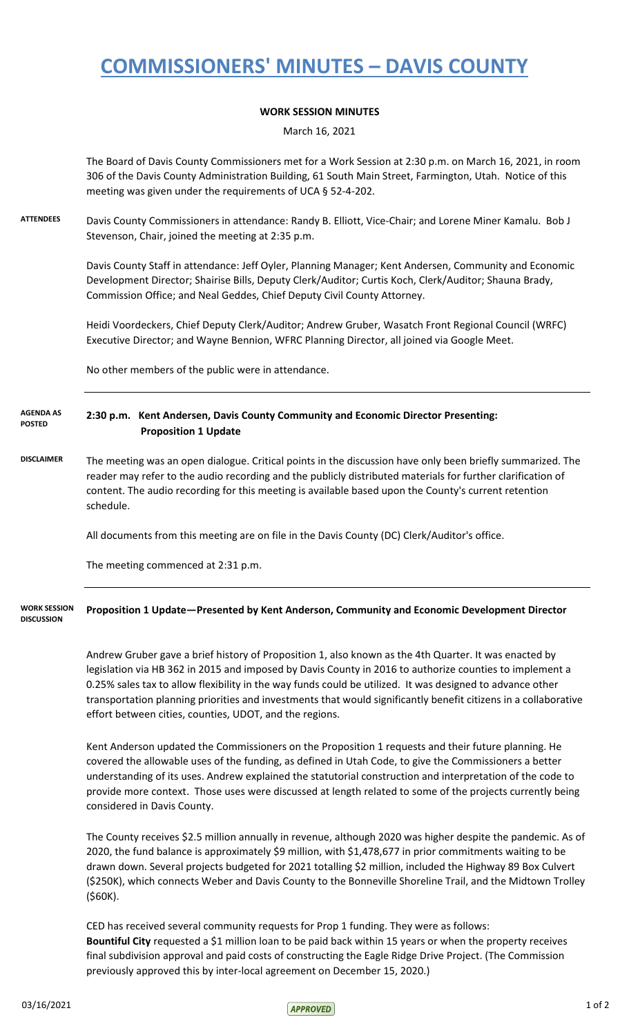# COMMISSIONERS' MINUTES – DAVIS COUNTY

**WORK SESSION MINUTES**

March 16, 2021

The Board of Davis County Commissioners met for a Work Session at 2:30 p.m. on March 16, 2021, in room 306 of the Davis County Administration Building, 61 South Main Street, Farmington, Utah. Notice of this meeting was given under the requirements of UCA § 52-4-202.

**ATTENDEES**

Davis County Commissioners in attendance: Randy B. Elliott, Vice-Chair; and Lorene Miner Kamalu. Bob J Stevenson, Chair, joined the meeting at 2:35 p.m.

Davis County Staff in attendance: Jeff Oyler, Planning Manager; Kent Andersen, Community and Economic Development Director; Shairise Bills, Deputy Clerk/Auditor; Curtis Koch, Clerk/Auditor; Shauna Brady, Commission Office; and Neal Geddes, Chief Deputy Civil County Attorney.

Heidi Voordeckers, Chief Deputy Clerk/Auditor; Andrew Gruber, Wasatch Front Regional Council (WRFC) Executive Director; and Wayne Bennion, WFRC Planning Director, all joined via Google Meet.

No other members of the public were in attendance.

**AGENDA AS POSTED**

**2:30 p.m. Kent Andersen, Davis County Community and Economic Director Presenting: Proposition 1 Update**

**DISCLAIMER**

The meeting was an open dialogue. Critical points in the discussion have only been briefly summarized. The reader may refer to the audio recording and the publicly distributed materials for further clarification of content. The audio recording for this meeting is available based upon the County's current retention schedule.

All documents from this meeting are on file in the Davis County (DC) Clerk/Auditor's office.

The meeting commenced at 2:31 p.m.

**WORK SESSION DISCUSSION**

**Proposition 1 Update—Presented by Kent Anderson, Community and Economic Development Director**

Andrew Gruber gave a brief history of Proposition 1, also known as the 4th Quarter. It was enacted by legislation via HB 362 in 2015 and imposed by Davis County in 2016 to authorize counties to implement a 0.25% sales tax to allow flexibility in the way funds could be utilized. It was designed to advance other transportation planning priorities and investments that would significantly benefit citizens in a collaborative effort between cities, counties, UDOT, and the regions.

Kent Anderson updated the Commissioners on the Proposition 1 requests and their future planning. He covered the allowable uses of the funding, as defined in Utah Code, to give the Commissioners a better understanding of its uses. Andrew explained the statutorial construction and interpretation of the code to provide more context. Those uses were discussed at length related to some of the projects currently being considered in Davis County.

The County receives $2.5 million annually in revenue, although 2020 was higher despite the pandemic. As of 2020, the fund balance is approximately $9 million, with $1,478,677 in prior commitments waiting to be drawn down. Several projects budgeted for 2021 totalling $2 million, included the Highway 89 Box Culvert ($250K), which connects Weber and Davis County to the Bonneville Shoreline Trail, and the Midtown Trolley ($60K).

CED has received several community requests for Prop 1 funding. They were as follows:
**Bountiful City** requested a $1 million loan to be paid back within 15 years or when the property receives final subdivision approval and paid costs of constructing the Eagle Ridge Drive Project. (The Commission previously approved this by inter-local agreement on December 15, 2020.)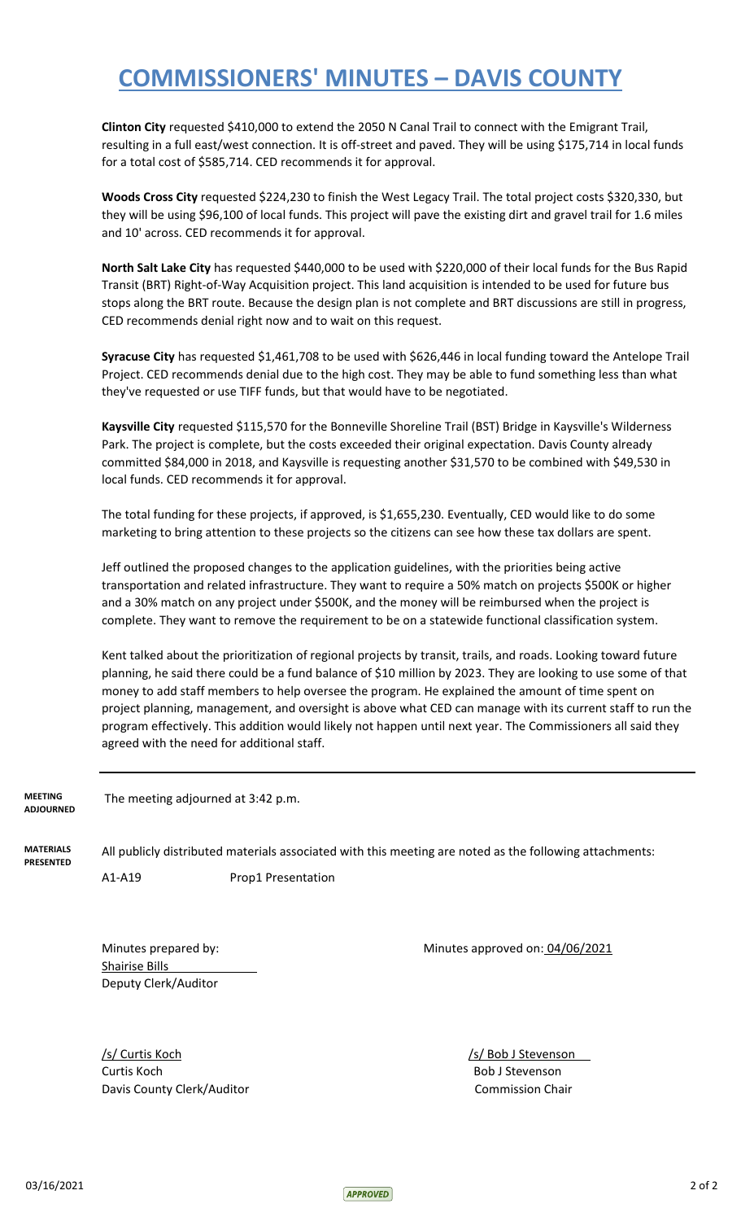# COMMISSIONERS' MINUTES – DAVIS COUNTY

**Clinton City** requested $410,000 to extend the 2050 N Canal Trail to connect with the Emigrant Trail, resulting in a full east/west connection. It is off-street and paved. They will be using $175,714 in local funds for a total cost of $585,714. CED recommends it for approval.

**Woods Cross City** requested $224,230 to finish the West Legacy Trail. The total project costs $320,330, but they will be using $96,100 of local funds. This project will pave the existing dirt and gravel trail for 1.6 miles and 10' across. CED recommends it for approval.

**North Salt Lake City** has requested $440,000 to be used with $220,000 of their local funds for the Bus Rapid Transit (BRT) Right-of-Way Acquisition project. This land acquisition is intended to be used for future bus stops along the BRT route. Because the design plan is not complete and BRT discussions are still in progress, CED recommends denial right now and to wait on this request.

**Syracuse City** has requested $1,461,708 to be used with $626,446 in local funding toward the Antelope Trail Project. CED recommends denial due to the high cost. They may be able to fund something less than what they've requested or use TIFF funds, but that would have to be negotiated.

**Kaysville City** requested $115,570 for the Bonneville Shoreline Trail (BST) Bridge in Kaysville's Wilderness Park. The project is complete, but the costs exceeded their original expectation. Davis County already committed $84,000 in 2018, and Kaysville is requesting another $31,570 to be combined with $49,530 in local funds. CED recommends it for approval.

The total funding for these projects, if approved, is $1,655,230. Eventually, CED would like to do some marketing to bring attention to these projects so the citizens can see how these tax dollars are spent.

Jeff outlined the proposed changes to the application guidelines, with the priorities being active transportation and related infrastructure. They want to require a 50% match on projects $500K or higher and a 30% match on any project under $500K, and the money will be reimbursed when the project is complete. They want to remove the requirement to be on a statewide functional classification system.

Kent talked about the prioritization of regional projects by transit, trails, and roads. Looking toward future planning, he said there could be a fund balance of $10 million by 2023. They are looking to use some of that money to add staff members to help oversee the program. He explained the amount of time spent on project planning, management, and oversight is above what CED can manage with its current staff to run the program effectively. This addition would likely not happen until next year. The Commissioners all said they agreed with the need for additional staff.

---

**MEETING ADJOURNED** The meeting adjourned at 3:42 p.m.

**MATERIALS PRESENTED** All publicly distributed materials associated with this meeting are noted as the following attachments:

A1-A19 Prop1 Presentation

Minutes prepared by: Shairise Bills
Deputy Clerk/Auditor

Minutes approved on: 04/06/2021

/s/ Curtis Koch
Curtis Koch
Davis County Clerk/Auditor

/s/ Bob J Stevenson
Bob J Stevenson
Commission Chair

03/16/2021

APPROVED